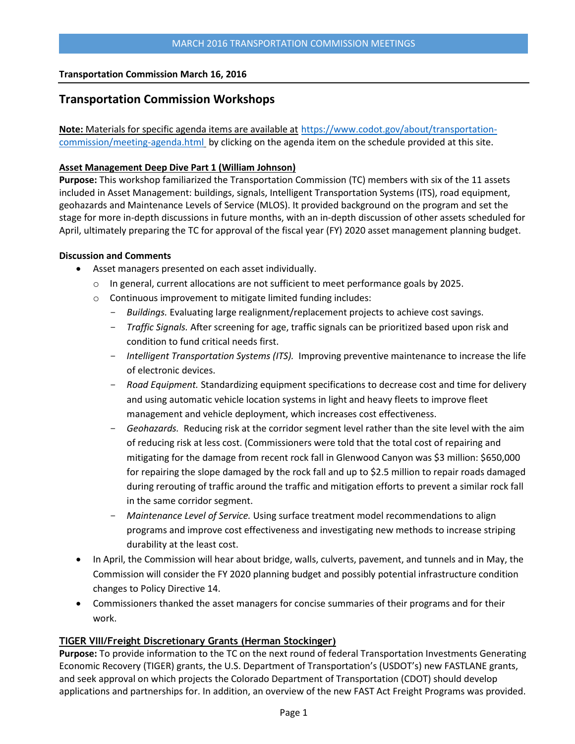MARCH 2016 TRANSPORTATION COMMISSION MEETINGS

**Transportation Commission March 16, 2016**

## Transportation Commission Workshops

**Note:** Materials for specific agenda items are available at [https://www.codot.gov/about/transportation-commission/meeting-agenda.html](https://www.codot.gov/about/transportation-commission/meeting-agenda.html) by clicking on the agenda item on the schedule provided at this site.

### Asset Management Deep Dive Part 1 (William Johnson)

**Purpose:** This workshop familiarized the Transportation Commission (TC) members with six of the 11 assets included in Asset Management: buildings, signals, Intelligent Transportation Systems (ITS), road equipment, geohazards and Maintenance Levels of Service (MLOS). It provided background on the program and set the stage for more in-depth discussions in future months, with an in-depth discussion of other assets scheduled for April, ultimately preparing the TC for approval of the fiscal year (FY) 2020 asset management planning budget.

**Discussion and Comments**

- Asset managers presented on each asset individually.
  - In general, current allocations are not sufficient to meet performance goals by 2025.
  - Continuous improvement to mitigate limited funding includes:
    - *Buildings.* Evaluating large realignment/replacement projects to achieve cost savings.
    - *Traffic Signals.* After screening for age, traffic signals can be prioritized based upon risk and condition to fund critical needs first.
    - *Intelligent Transportation Systems (ITS).* Improving preventive maintenance to increase the life of electronic devices.
    - *Road Equipment.* Standardizing equipment specifications to decrease cost and time for delivery and using automatic vehicle location systems in light and heavy fleets to improve fleet management and vehicle deployment, which increases cost effectiveness.
    - *Geohazards.* Reducing risk at the corridor segment level rather than the site level with the aim of reducing risk at less cost. (Commissioners were told that the total cost of repairing and mitigating for the damage from recent rock fall in Glenwood Canyon was $3 million: $650,000 for repairing the slope damaged by the rock fall and up to $2.5 million to repair roads damaged during rerouting of traffic around the traffic and mitigation efforts to prevent a similar rock fall in the same corridor segment.
    - *Maintenance Level of Service.* Using surface treatment model recommendations to align programs and improve cost effectiveness and investigating new methods to increase striping durability at the least cost.
- In April, the Commission will hear about bridge, walls, culverts, pavement, and tunnels and in May, the Commission will consider the FY 2020 planning budget and possibly potential infrastructure condition changes to Policy Directive 14.
- Commissioners thanked the asset managers for concise summaries of their programs and for their work.

### TIGER VIII/Freight Discretionary Grants (Herman Stockinger)

**Purpose:** To provide information to the TC on the next round of federal Transportation Investments Generating Economic Recovery (TIGER) grants, the U.S. Department of Transportation's (USDOT's) new FASTLANE grants, and seek approval on which projects the Colorado Department of Transportation (CDOT) should develop applications and partnerships for. In addition, an overview of the new FAST Act Freight Programs was provided.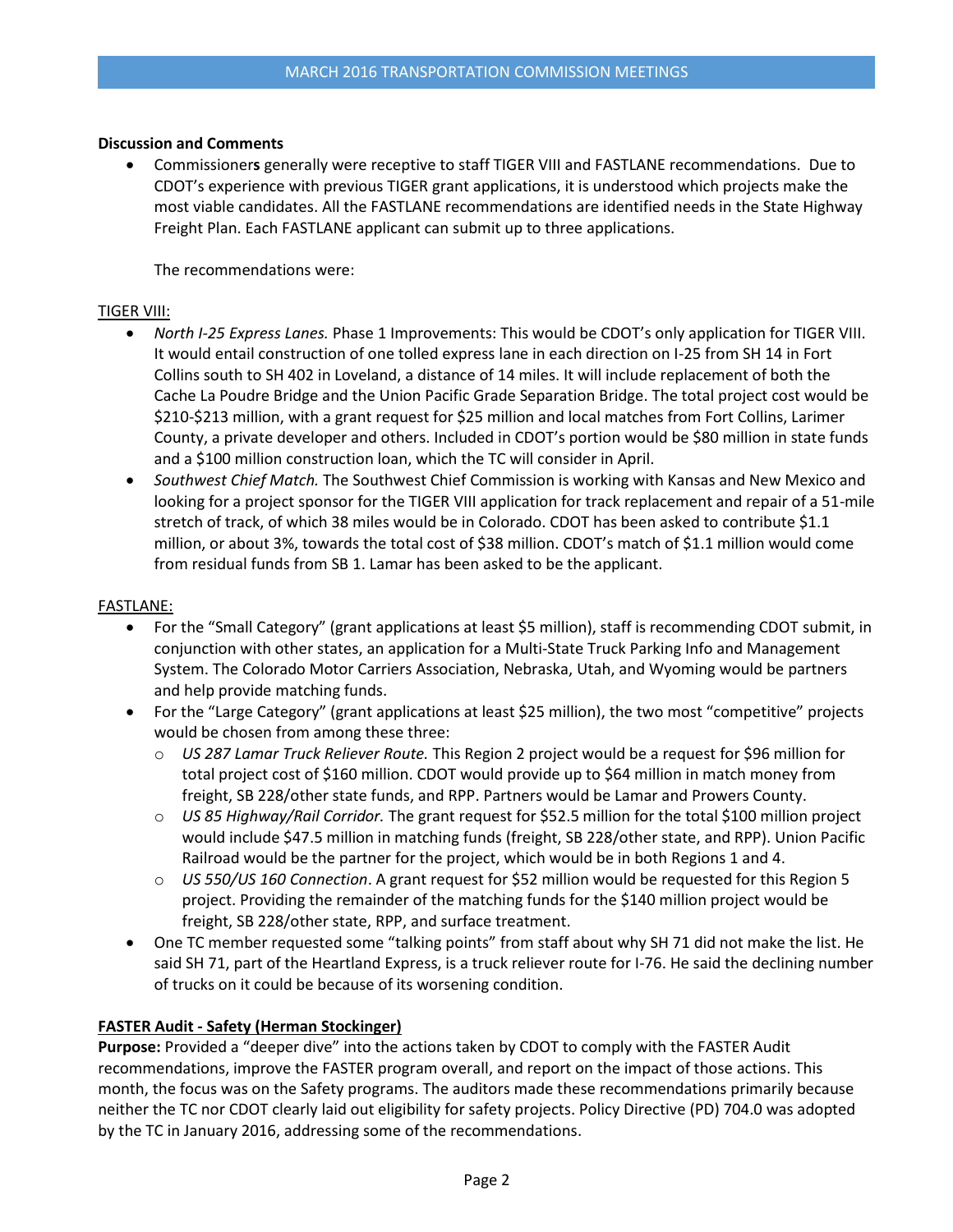**Discussion and Comments**

- Commissioners generally were receptive to staff TIGER VIII and FASTLANE recommendations. Due to CDOT's experience with previous TIGER grant applications, it is understood which projects make the most viable candidates. All the FASTLANE recommendations are identified needs in the State Highway Freight Plan. Each FASTLANE applicant can submit up to three applications.

  The recommendations were:

TIGER VIII:

- *North I-25 Express Lanes.* Phase 1 Improvements: This would be CDOT's only application for TIGER VIII. It would entail construction of one tolled express lane in each direction on I-25 from SH 14 in Fort Collins south to SH 402 in Loveland, a distance of 14 miles. It will include replacement of both the Cache La Poudre Bridge and the Union Pacific Grade Separation Bridge. The total project cost would be $210-$213 million, with a grant request for $25 million and local matches from Fort Collins, Larimer County, a private developer and others. Included in CDOT's portion would be $80 million in state funds and a $100 million construction loan, which the TC will consider in April.
- *Southwest Chief Match.* The Southwest Chief Commission is working with Kansas and New Mexico and looking for a project sponsor for the TIGER VIII application for track replacement and repair of a 51-mile stretch of track, of which 38 miles would be in Colorado. CDOT has been asked to contribute $1.1 million, or about 3%, towards the total cost of $38 million. CDOT's match of $1.1 million would come from residual funds from SB 1. Lamar has been asked to be the applicant.

FASTLANE:

- For the "Small Category" (grant applications at least $5 million), staff is recommending CDOT submit, in conjunction with other states, an application for a Multi-State Truck Parking Info and Management System. The Colorado Motor Carriers Association, Nebraska, Utah, and Wyoming would be partners and help provide matching funds.
- For the "Large Category" (grant applications at least $25 million), the two most "competitive" projects would be chosen from among these three:
  - *US 287 Lamar Truck Reliever Route.* This Region 2 project would be a request for $96 million for total project cost of $160 million. CDOT would provide up to $64 million in match money from freight, SB 228/other state funds, and RPP. Partners would be Lamar and Prowers County.
  - *US 85 Highway/Rail Corridor.* The grant request for $52.5 million for the total $100 million project would include $47.5 million in matching funds (freight, SB 228/other state, and RPP). Union Pacific Railroad would be the partner for the project, which would be in both Regions 1 and 4.
  - *US 550/US 160 Connection*. A grant request for $52 million would be requested for this Region 5 project. Providing the remainder of the matching funds for the $140 million project would be freight, SB 228/other state, RPP, and surface treatment.
- One TC member requested some "talking points" from staff about why SH 71 did not make the list. He said SH 71, part of the Heartland Express, is a truck reliever route for I-76. He said the declining number of trucks on it could be because of its worsening condition.

**FASTER Audit - Safety (Herman Stockinger)**

**Purpose:** Provided a "deeper dive" into the actions taken by CDOT to comply with the FASTER Audit recommendations, improve the FASTER program overall, and report on the impact of those actions. This month, the focus was on the Safety programs. The auditors made these recommendations primarily because neither the TC nor CDOT clearly laid out eligibility for safety projects. Policy Directive (PD) 704.0 was adopted by the TC in January 2016, addressing some of the recommendations.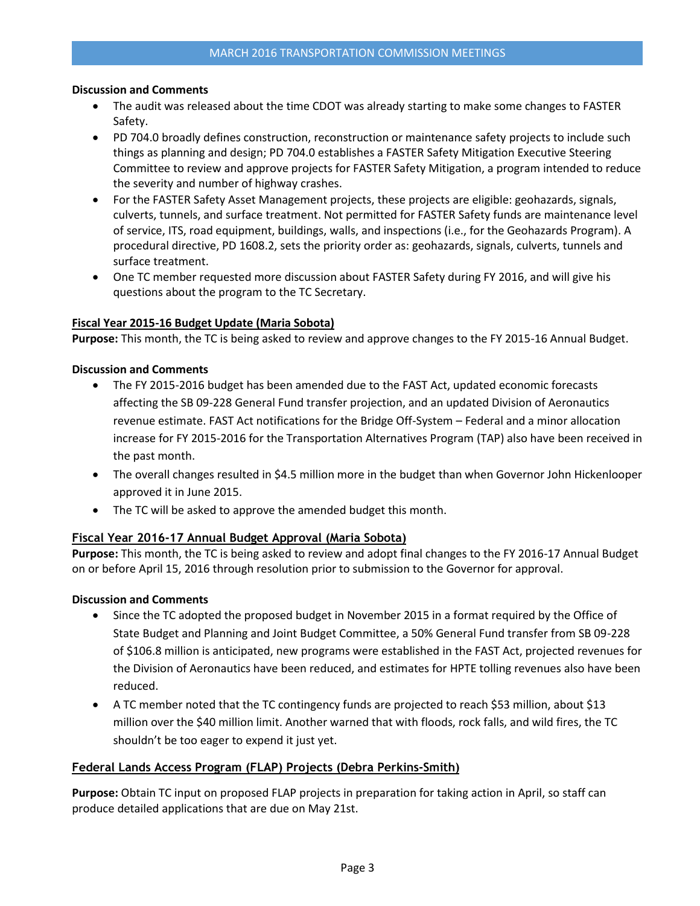**Discussion and Comments**

- The audit was released about the time CDOT was already starting to make some changes to FASTER Safety.
- PD 704.0 broadly defines construction, reconstruction or maintenance safety projects to include such things as planning and design; PD 704.0 establishes a FASTER Safety Mitigation Executive Steering Committee to review and approve projects for FASTER Safety Mitigation, a program intended to reduce the severity and number of highway crashes.
- For the FASTER Safety Asset Management projects, these projects are eligible: geohazards, signals, culverts, tunnels, and surface treatment. Not permitted for FASTER Safety funds are maintenance level of service, ITS, road equipment, buildings, walls, and inspections (i.e., for the Geohazards Program). A procedural directive, PD 1608.2, sets the priority order as: geohazards, signals, culverts, tunnels and surface treatment.
- One TC member requested more discussion about FASTER Safety during FY 2016, and will give his questions about the program to the TC Secretary.

**Fiscal Year 2015-16 Budget Update (Maria Sobota)**

**Purpose:** This month, the TC is being asked to review and approve changes to the FY 2015-16 Annual Budget.

**Discussion and Comments**

- The FY 2015-2016 budget has been amended due to the FAST Act, updated economic forecasts affecting the SB 09-228 General Fund transfer projection, and an updated Division of Aeronautics revenue estimate. FAST Act notifications for the Bridge Off-System – Federal and a minor allocation increase for FY 2015-2016 for the Transportation Alternatives Program (TAP) also have been received in the past month.
- The overall changes resulted in $4.5 million more in the budget than when Governor John Hickenlooper approved it in June 2015.
- The TC will be asked to approve the amended budget this month.

**Fiscal Year 2016-17 Annual Budget Approval (Maria Sobota)**

**Purpose:** This month, the TC is being asked to review and adopt final changes to the FY 2016-17 Annual Budget on or before April 15, 2016 through resolution prior to submission to the Governor for approval.

**Discussion and Comments**

- Since the TC adopted the proposed budget in November 2015 in a format required by the Office of State Budget and Planning and Joint Budget Committee, a 50% General Fund transfer from SB 09-228 of $106.8 million is anticipated, new programs were established in the FAST Act, projected revenues for the Division of Aeronautics have been reduced, and estimates for HPTE tolling revenues also have been reduced.
- A TC member noted that the TC contingency funds are projected to reach $53 million, about $13 million over the $40 million limit. Another warned that with floods, rock falls, and wild fires, the TC shouldn't be too eager to expend it just yet.

**Federal Lands Access Program (FLAP) Projects (Debra Perkins-Smith)**

**Purpose:** Obtain TC input on proposed FLAP projects in preparation for taking action in April, so staff can produce detailed applications that are due on May 21st.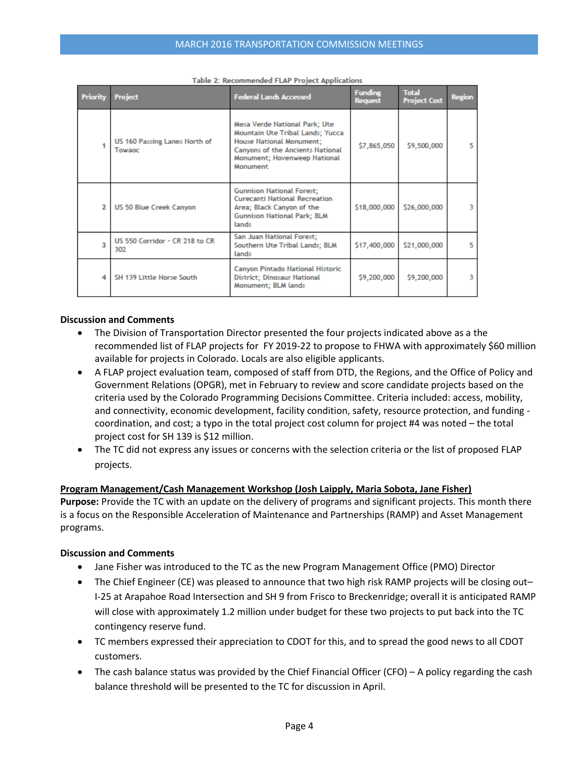Table 2: Recommended FLAP Project Applications

| Priority | Project | Federal Lands Accessed | Funding Request | Total Project Cost | Region |
|---|---|---|---|---|---|
| 1 | US 160 Passing Lanes North of Towaoc | Mesa Verde National Park; Ute Mountain Ute Tribal Lands; Yucca House National Monument; Canyons of the Ancients National Monument; Hovenweep National Monument | $7,865,050 | $9,500,000 | 5 |
| 2 | US 50 Blue Creek Canyon | Gunnison National Forest; Curecanti National Recreation Area; Black Canyon of the Gunnison National Park; BLM lands | $18,000,000 | $26,000,000 | 3 |
| 3 | US 550 Corridor - CR 218 to CR 302 | San Juan National Forest; Southern Ute Tribal Lands; BLM lands | $17,400,000 | $21,000,000 | 5 |
| 4 | SH 139 Little Horse South | Canyon Pintado National Historic District; Dinosaur National Monument; BLM lands | $9,200,000 | $9,200,000 | 3 |

**Discussion and Comments**

- The Division of Transportation Director presented the four projects indicated above as a the recommended list of FLAP projects for FY 2019-22 to propose to FHWA with approximately $60 million available for projects in Colorado. Locals are also eligible applicants.
- A FLAP project evaluation team, composed of staff from DTD, the Regions, and the Office of Policy and Government Relations (OPGR), met in February to review and score candidate projects based on the criteria used by the Colorado Programming Decisions Committee. Criteria included: access, mobility, and connectivity, economic development, facility condition, safety, resource protection, and funding - coordination, and cost; a typo in the total project cost column for project #4 was noted – the total project cost for SH 139 is $12 million.
- The TC did not express any issues or concerns with the selection criteria or the list of proposed FLAP projects.

**<u>Program Management/Cash Management Workshop (Josh Laipply, Maria Sobota, Jane Fisher)</u>**

**Purpose:** Provide the TC with an update on the delivery of programs and significant projects. This month there is a focus on the Responsible Acceleration of Maintenance and Partnerships (RAMP) and Asset Management programs.

**Discussion and Comments**

- Jane Fisher was introduced to the TC as the new Program Management Office (PMO) Director
- The Chief Engineer (CE) was pleased to announce that two high risk RAMP projects will be closing out– I-25 at Arapahoe Road Intersection and SH 9 from Frisco to Breckenridge; overall it is anticipated RAMP will close with approximately 1.2 million under budget for these two projects to put back into the TC contingency reserve fund.
- TC members expressed their appreciation to CDOT for this, and to spread the good news to all CDOT customers.
- The cash balance status was provided by the Chief Financial Officer (CFO) – A policy regarding the cash balance threshold will be presented to the TC for discussion in April.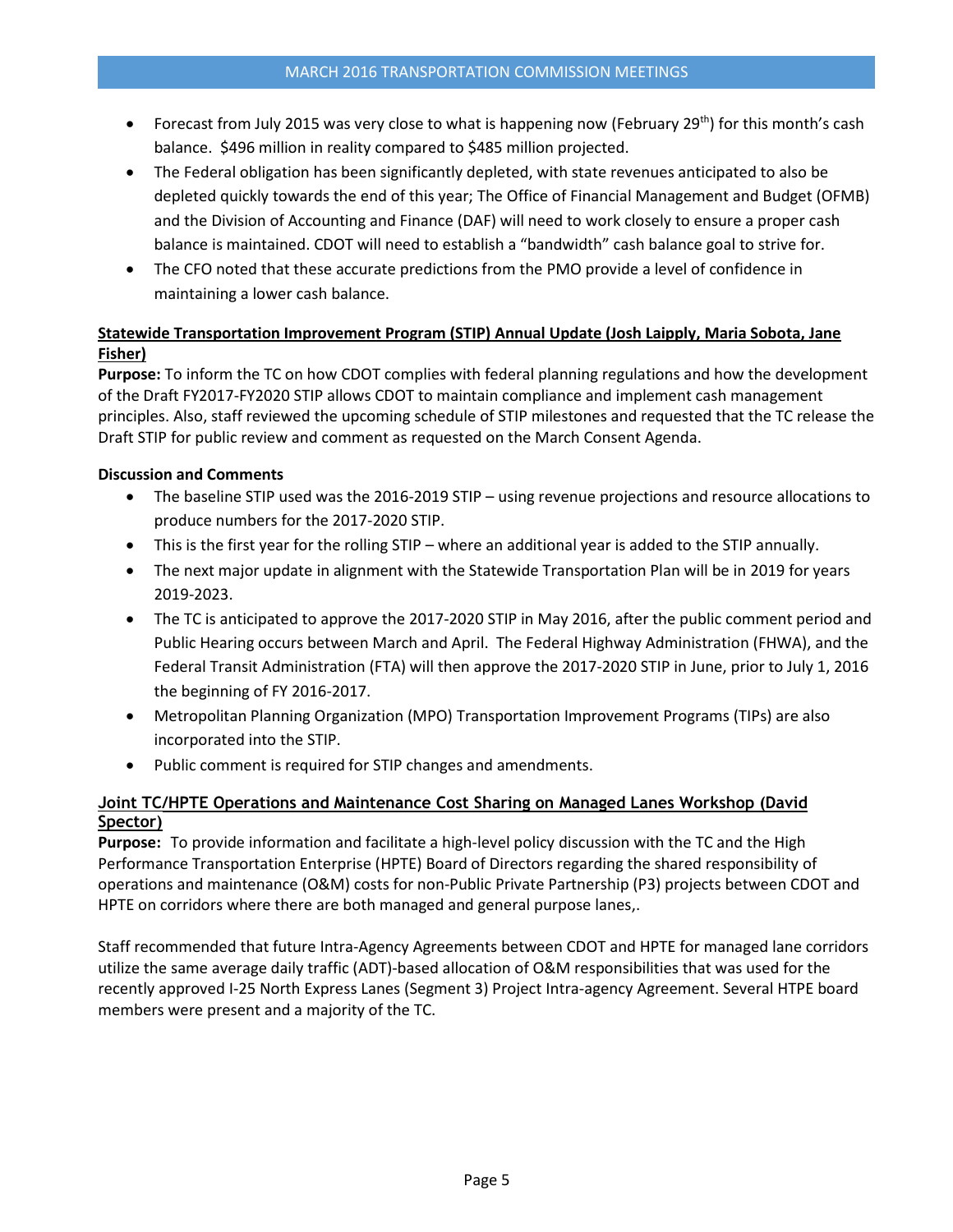- Forecast from July 2015 was very close to what is happening now (February 29th) for this month's cash balance. $496 million in reality compared to $485 million projected.
- The Federal obligation has been significantly depleted, with state revenues anticipated to also be depleted quickly towards the end of this year; The Office of Financial Management and Budget (OFMB) and the Division of Accounting and Finance (DAF) will need to work closely to ensure a proper cash balance is maintained. CDOT will need to establish a "bandwidth" cash balance goal to strive for.
- The CFO noted that these accurate predictions from the PMO provide a level of confidence in maintaining a lower cash balance.

**Statewide Transportation Improvement Program (STIP) Annual Update (Josh Laipply, Maria Sobota, Jane Fisher)**

**Purpose:** To inform the TC on how CDOT complies with federal planning regulations and how the development of the Draft FY2017-FY2020 STIP allows CDOT to maintain compliance and implement cash management principles. Also, staff reviewed the upcoming schedule of STIP milestones and requested that the TC release the Draft STIP for public review and comment as requested on the March Consent Agenda.

**Discussion and Comments**

- The baseline STIP used was the 2016-2019 STIP – using revenue projections and resource allocations to produce numbers for the 2017-2020 STIP.
- This is the first year for the rolling STIP – where an additional year is added to the STIP annually.
- The next major update in alignment with the Statewide Transportation Plan will be in 2019 for years 2019-2023.
- The TC is anticipated to approve the 2017-2020 STIP in May 2016, after the public comment period and Public Hearing occurs between March and April. The Federal Highway Administration (FHWA), and the Federal Transit Administration (FTA) will then approve the 2017-2020 STIP in June, prior to July 1, 2016 the beginning of FY 2016-2017.
- Metropolitan Planning Organization (MPO) Transportation Improvement Programs (TIPs) are also incorporated into the STIP.
- Public comment is required for STIP changes and amendments.

**Joint TC/HPTE Operations and Maintenance Cost Sharing on Managed Lanes Workshop (David Spector)**

**Purpose:** To provide information and facilitate a high-level policy discussion with the TC and the High Performance Transportation Enterprise (HPTE) Board of Directors regarding the shared responsibility of operations and maintenance (O&M) costs for non-Public Private Partnership (P3) projects between CDOT and HPTE on corridors where there are both managed and general purpose lanes,.

Staff recommended that future Intra-Agency Agreements between CDOT and HPTE for managed lane corridors utilize the same average daily traffic (ADT)-based allocation of O&M responsibilities that was used for the recently approved I-25 North Express Lanes (Segment 3) Project Intra-agency Agreement. Several HTPE board members were present and a majority of the TC.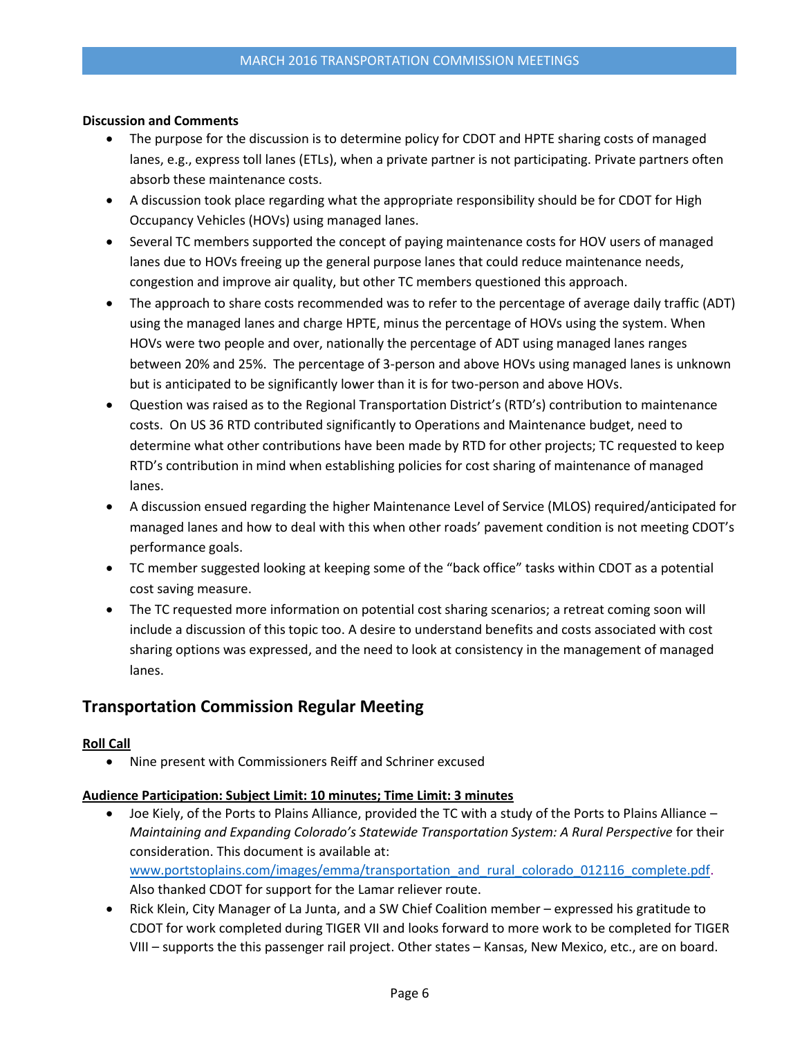**Discussion and Comments**

- The purpose for the discussion is to determine policy for CDOT and HPTE sharing costs of managed lanes, e.g., express toll lanes (ETLs), when a private partner is not participating. Private partners often absorb these maintenance costs.
- A discussion took place regarding what the appropriate responsibility should be for CDOT for High Occupancy Vehicles (HOVs) using managed lanes.
- Several TC members supported the concept of paying maintenance costs for HOV users of managed lanes due to HOVs freeing up the general purpose lanes that could reduce maintenance needs, congestion and improve air quality, but other TC members questioned this approach.
- The approach to share costs recommended was to refer to the percentage of average daily traffic (ADT) using the managed lanes and charge HPTE, minus the percentage of HOVs using the system. When HOVs were two people and over, nationally the percentage of ADT using managed lanes ranges between 20% and 25%. The percentage of 3-person and above HOVs using managed lanes is unknown but is anticipated to be significantly lower than it is for two-person and above HOVs.
- Question was raised as to the Regional Transportation District's (RTD's) contribution to maintenance costs. On US 36 RTD contributed significantly to Operations and Maintenance budget, need to determine what other contributions have been made by RTD for other projects; TC requested to keep RTD's contribution in mind when establishing policies for cost sharing of maintenance of managed lanes.
- A discussion ensued regarding the higher Maintenance Level of Service (MLOS) required/anticipated for managed lanes and how to deal with this when other roads' pavement condition is not meeting CDOT's performance goals.
- TC member suggested looking at keeping some of the "back office" tasks within CDOT as a potential cost saving measure.
- The TC requested more information on potential cost sharing scenarios; a retreat coming soon will include a discussion of this topic too. A desire to understand benefits and costs associated with cost sharing options was expressed, and the need to look at consistency in the management of managed lanes.

## Transportation Commission Regular Meeting

**Roll Call**

- Nine present with Commissioners Reiff and Schriner excused

**Audience Participation: Subject Limit: 10 minutes; Time Limit: 3 minutes**

- Joe Kiely, of the Ports to Plains Alliance, provided the TC with a study of the Ports to Plains Alliance – *Maintaining and Expanding Colorado's Statewide Transportation System: A Rural Perspective* for their consideration. This document is available at: www.portstoplains.com/images/emma/transportation_and_rural_colorado_012116_complete.pdf. Also thanked CDOT for support for the Lamar reliever route.
- Rick Klein, City Manager of La Junta, and a SW Chief Coalition member – expressed his gratitude to CDOT for work completed during TIGER VII and looks forward to more work to be completed for TIGER VIII – supports the this passenger rail project. Other states – Kansas, New Mexico, etc., are on board.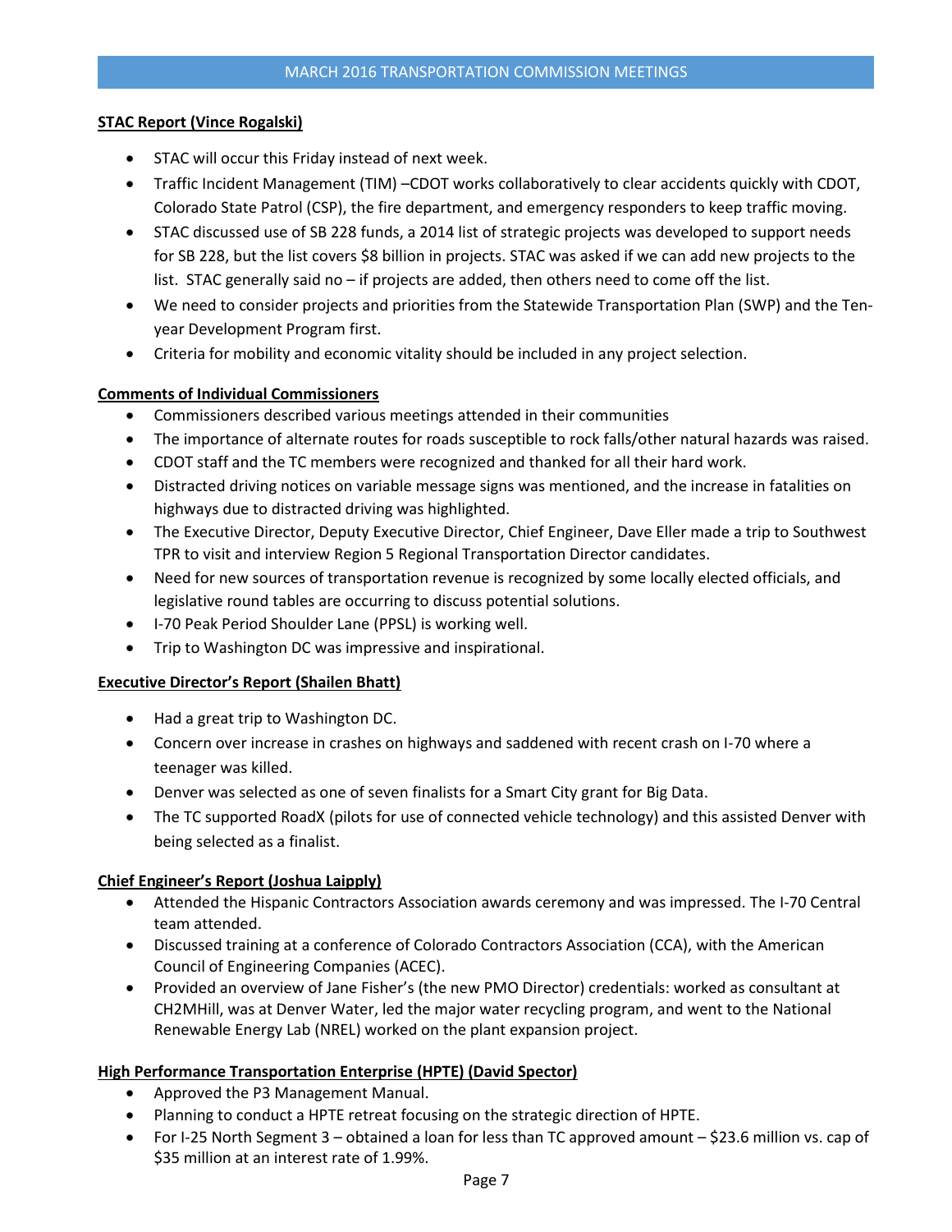### STAC Report (Vince Rogalski)

- STAC will occur this Friday instead of next week.
- Traffic Incident Management (TIM) –CDOT works collaboratively to clear accidents quickly with CDOT, Colorado State Patrol (CSP), the fire department, and emergency responders to keep traffic moving.
- STAC discussed use of SB 228 funds, a 2014 list of strategic projects was developed to support needs for SB 228, but the list covers $8 billion in projects. STAC was asked if we can add new projects to the list. STAC generally said no – if projects are added, then others need to come off the list.
- We need to consider projects and priorities from the Statewide Transportation Plan (SWP) and the Ten-year Development Program first.
- Criteria for mobility and economic vitality should be included in any project selection.

### Comments of Individual Commissioners

- Commissioners described various meetings attended in their communities
- The importance of alternate routes for roads susceptible to rock falls/other natural hazards was raised.
- CDOT staff and the TC members were recognized and thanked for all their hard work.
- Distracted driving notices on variable message signs was mentioned, and the increase in fatalities on highways due to distracted driving was highlighted.
- The Executive Director, Deputy Executive Director, Chief Engineer, Dave Eller made a trip to Southwest TPR to visit and interview Region 5 Regional Transportation Director candidates.
- Need for new sources of transportation revenue is recognized by some locally elected officials, and legislative round tables are occurring to discuss potential solutions.
- I-70 Peak Period Shoulder Lane (PPSL) is working well.
- Trip to Washington DC was impressive and inspirational.

### Executive Director's Report (Shailen Bhatt)

- Had a great trip to Washington DC.
- Concern over increase in crashes on highways and saddened with recent crash on I-70 where a teenager was killed.
- Denver was selected as one of seven finalists for a Smart City grant for Big Data.
- The TC supported RoadX (pilots for use of connected vehicle technology) and this assisted Denver with being selected as a finalist.

### Chief Engineer's Report (Joshua Laipply)

- Attended the Hispanic Contractors Association awards ceremony and was impressed. The I-70 Central team attended.
- Discussed training at a conference of Colorado Contractors Association (CCA), with the American Council of Engineering Companies (ACEC).
- Provided an overview of Jane Fisher's (the new PMO Director) credentials: worked as consultant at CH2MHill, was at Denver Water, led the major water recycling program, and went to the National Renewable Energy Lab (NREL) worked on the plant expansion project.

### High Performance Transportation Enterprise (HPTE) (David Spector)

- Approved the P3 Management Manual.
- Planning to conduct a HPTE retreat focusing on the strategic direction of HPTE.
- For I-25 North Segment 3 – obtained a loan for less than TC approved amount – $23.6 million vs. cap of $35 million at an interest rate of 1.99%.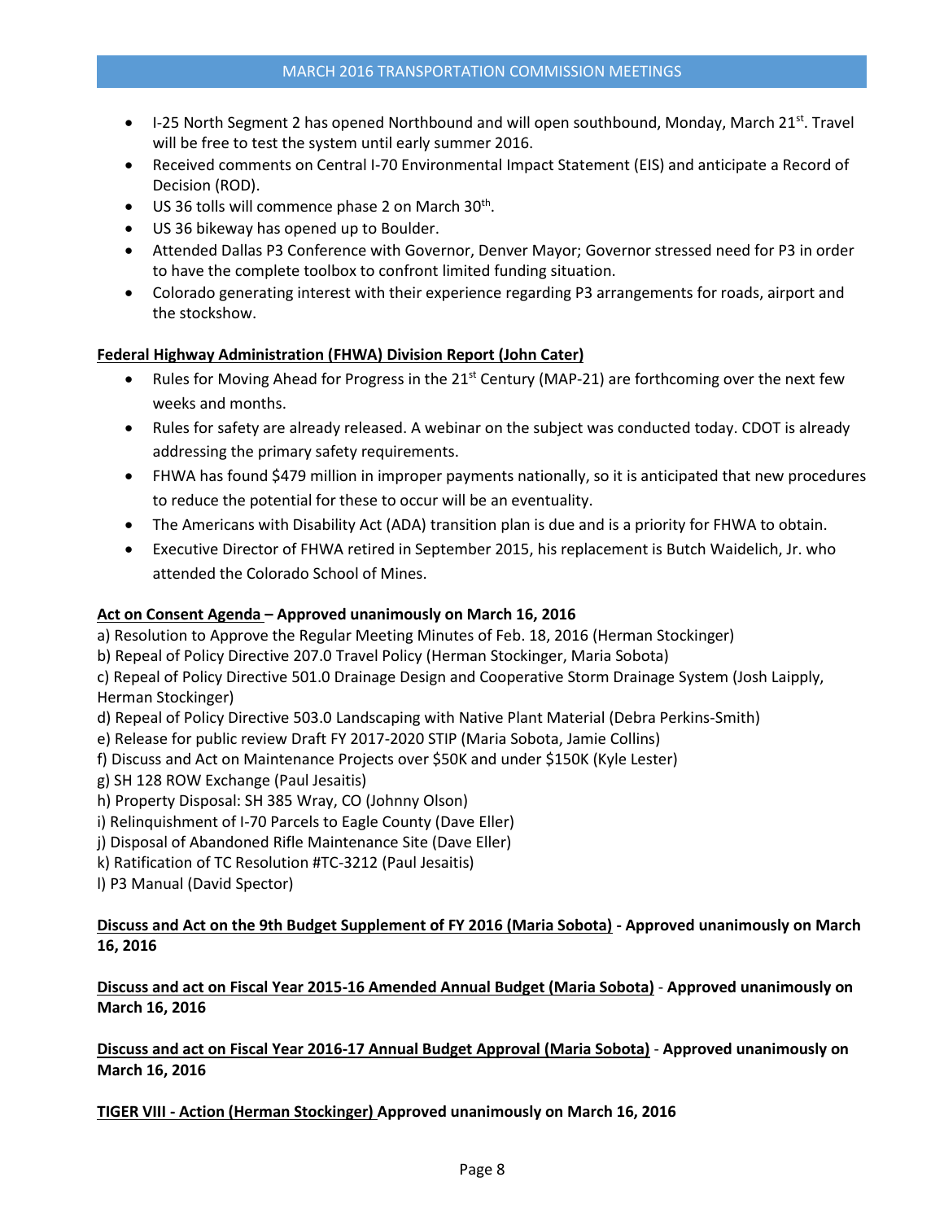- I-25 North Segment 2 has opened Northbound and will open southbound, Monday, March 21st. Travel will be free to test the system until early summer 2016.
- Received comments on Central I-70 Environmental Impact Statement (EIS) and anticipate a Record of Decision (ROD).
- US 36 tolls will commence phase 2 on March 30th.
- US 36 bikeway has opened up to Boulder.
- Attended Dallas P3 Conference with Governor, Denver Mayor; Governor stressed need for P3 in order to have the complete toolbox to confront limited funding situation.
- Colorado generating interest with their experience regarding P3 arrangements for roads, airport and the stockshow.

**Federal Highway Administration (FHWA) Division Report (John Cater)**

- Rules for Moving Ahead for Progress in the 21st Century (MAP-21) are forthcoming over the next few weeks and months.
- Rules for safety are already released. A webinar on the subject was conducted today. CDOT is already addressing the primary safety requirements.
- FHWA has found $479 million in improper payments nationally, so it is anticipated that new procedures to reduce the potential for these to occur will be an eventuality.
- The Americans with Disability Act (ADA) transition plan is due and is a priority for FHWA to obtain.
- Executive Director of FHWA retired in September 2015, his replacement is Butch Waidelich, Jr. who attended the Colorado School of Mines.

**Act on Consent Agenda – Approved unanimously on March 16, 2016**

a) Resolution to Approve the Regular Meeting Minutes of Feb. 18, 2016 (Herman Stockinger)
b) Repeal of Policy Directive 207.0 Travel Policy (Herman Stockinger, Maria Sobota)
c) Repeal of Policy Directive 501.0 Drainage Design and Cooperative Storm Drainage System (Josh Laipply, Herman Stockinger)
d) Repeal of Policy Directive 503.0 Landscaping with Native Plant Material (Debra Perkins-Smith)
e) Release for public review Draft FY 2017-2020 STIP (Maria Sobota, Jamie Collins)
f) Discuss and Act on Maintenance Projects over $50K and under $150K (Kyle Lester)
g) SH 128 ROW Exchange (Paul Jesaitis)
h) Property Disposal: SH 385 Wray, CO (Johnny Olson)
i) Relinquishment of I-70 Parcels to Eagle County (Dave Eller)
j) Disposal of Abandoned Rifle Maintenance Site (Dave Eller)
k) Ratification of TC Resolution #TC-3212 (Paul Jesaitis)
l) P3 Manual (David Spector)

**Discuss and Act on the 9th Budget Supplement of FY 2016 (Maria Sobota) - Approved unanimously on March 16, 2016**

**Discuss and act on Fiscal Year 2015-16 Amended Annual Budget (Maria Sobota) - Approved unanimously on March 16, 2016**

**Discuss and act on Fiscal Year 2016-17 Annual Budget Approval (Maria Sobota) - Approved unanimously on March 16, 2016**

**TIGER VIII - Action (Herman Stockinger) Approved unanimously on March 16, 2016**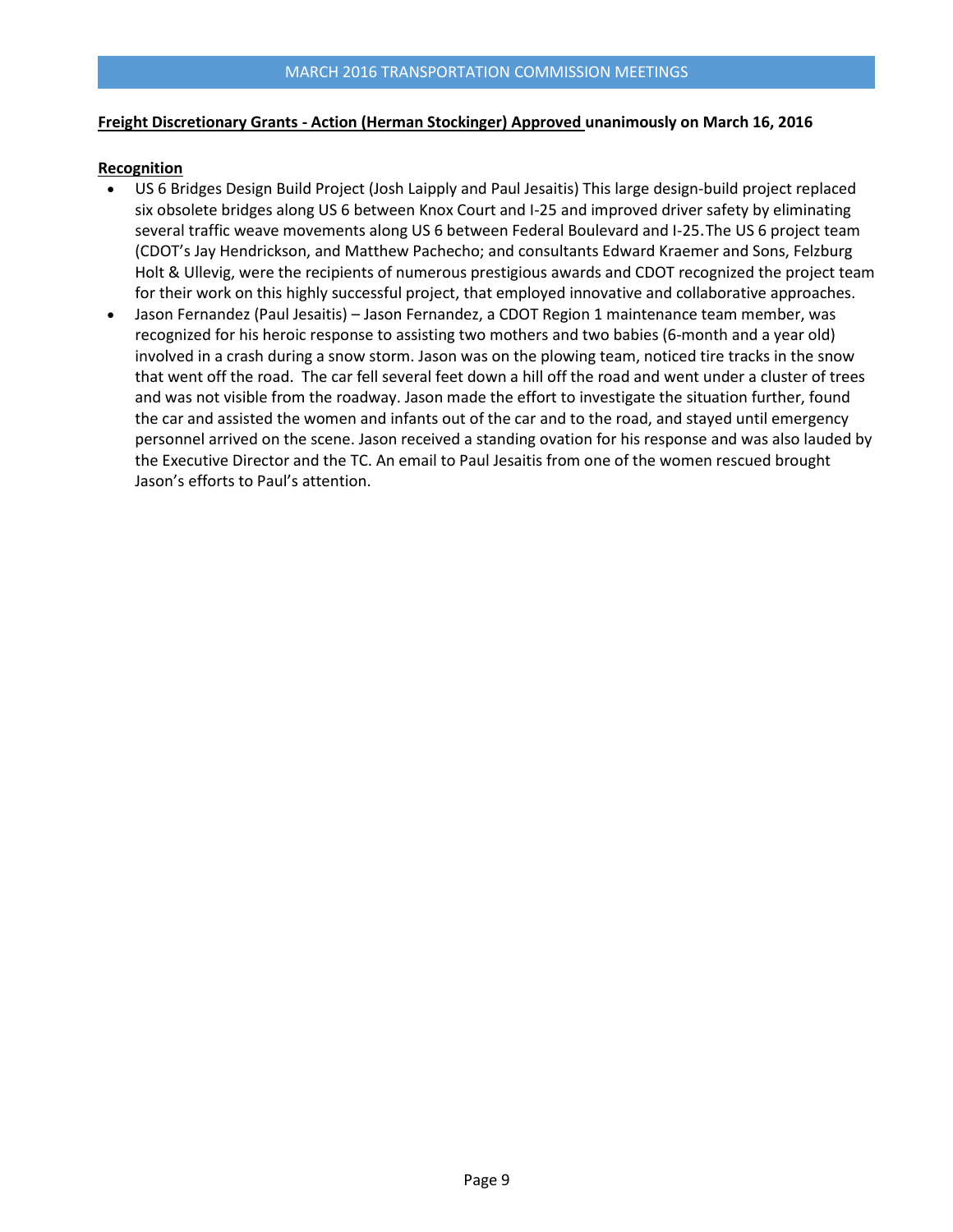**<u>Freight Discretionary Grants - Action (Herman Stockinger) Approved</u> unanimously on March 16, 2016**

**<u>Recognition</u>**

- US 6 Bridges Design Build Project (Josh Laipply and Paul Jesaitis) This large design-build project replaced six obsolete bridges along US 6 between Knox Court and I-25 and improved driver safety by eliminating several traffic weave movements along US 6 between Federal Boulevard and I-25. The US 6 project team (CDOT's Jay Hendrickson, and Matthew Pachecho; and consultants Edward Kraemer and Sons, Felzburg Holt & Ullevig, were the recipients of numerous prestigious awards and CDOT recognized the project team for their work on this highly successful project, that employed innovative and collaborative approaches.
- Jason Fernandez (Paul Jesaitis) – Jason Fernandez, a CDOT Region 1 maintenance team member, was recognized for his heroic response to assisting two mothers and two babies (6-month and a year old) involved in a crash during a snow storm. Jason was on the plowing team, noticed tire tracks in the snow that went off the road. The car fell several feet down a hill off the road and went under a cluster of trees and was not visible from the roadway. Jason made the effort to investigate the situation further, found the car and assisted the women and infants out of the car and to the road, and stayed until emergency personnel arrived on the scene. Jason received a standing ovation for his response and was also lauded by the Executive Director and the TC. An email to Paul Jesaitis from one of the women rescued brought Jason's efforts to Paul's attention.